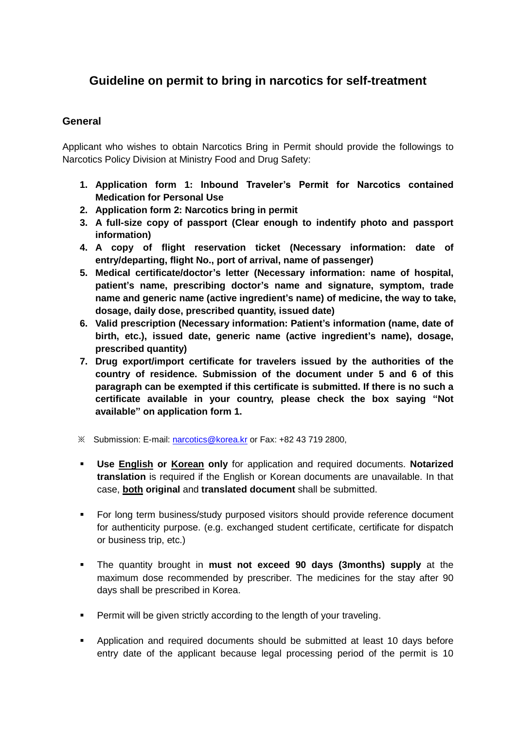# Guideline on permit to bring in narcotics for self-treatment

## General

Applicant who wishes to obtain Narcotics Bring in Permit should provide the followings to Narcotics Policy Division at Ministry Food and Drug Safety:

1. **Application form 1: Inbound Traveler's Permit for Narcotics contained Medication for Personal Use**
2. **Application form 2: Narcotics bring in permit**
3. **A full-size copy of passport (Clear enough to indentify photo and passport information)**
4. **A copy of flight reservation ticket (Necessary information: date of entry/departing, flight No., port of arrival, name of passenger)**
5. **Medical certificate/doctor's letter (Necessary information: name of hospital, patient's name, prescribing doctor's name and signature, symptom, trade name and generic name (active ingredient's name) of medicine, the way to take, dosage, daily dose, prescribed quantity, issued date)**
6. **Valid prescription (Necessary information: Patient's information (name, date of birth, etc.), issued date, generic name (active ingredient's name), dosage, prescribed quantity)**
7. **Drug export/import certificate for travelers issued by the authorities of the country of residence. Submission of the document under 5 and 6 of this paragraph can be exempted if this certificate is submitted. If there is no such a certificate available in your country, please check the box saying "Not available" on application form 1.**

※ Submission: E-mail: narcotics@korea.kr or Fax: +82 43 719 2800,

- **Use <u>English</u> or <u>Korean</u> only** for application and required documents. **Notarized translation** is required if the English or Korean documents are unavailable. In that case, **<u>both</u> original** and **translated document** shall be submitted.

- For long term business/study purposed visitors should provide reference document for authenticity purpose. (e.g. exchanged student certificate, certificate for dispatch or business trip, etc.)

- The quantity brought in **must not exceed 90 days (3months) supply** at the maximum dose recommended by prescriber. The medicines for the stay after 90 days shall be prescribed in Korea.

- Permit will be given strictly according to the length of your traveling.

- Application and required documents should be submitted at least 10 days before entry date of the applicant because legal processing period of the permit is 10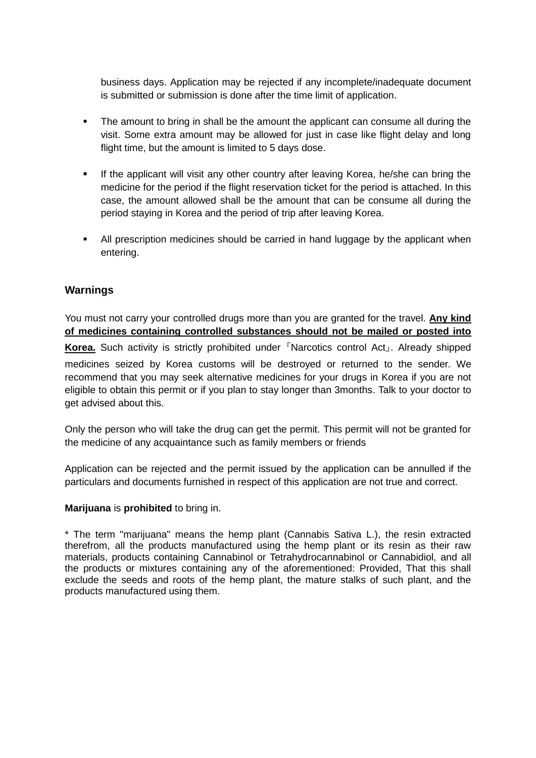business days. Application may be rejected if any incomplete/inadequate document is submitted or submission is done after the time limit of application.

- The amount to bring in shall be the amount the applicant can consume all during the visit. Some extra amount may be allowed for just in case like flight delay and long flight time, but the amount is limited to 5 days dose.

- If the applicant will visit any other country after leaving Korea, he/she can bring the medicine for the period if the flight reservation ticket for the period is attached. In this case, the amount allowed shall be the amount that can be consume all during the period staying in Korea and the period of trip after leaving Korea.

- All prescription medicines should be carried in hand luggage by the applicant when entering.

## Warnings

You must not carry your controlled drugs more than you are granted for the travel. **Any kind of medicines containing controlled substances should not be mailed or posted into Korea.** Such activity is strictly prohibited under 『Narcotics control Act』. Already shipped medicines seized by Korea customs will be destroyed or returned to the sender. We recommend that you may seek alternative medicines for your drugs in Korea if you are not eligible to obtain this permit or if you plan to stay longer than 3months. Talk to your doctor to get advised about this.

Only the person who will take the drug can get the permit. This permit will not be granted for the medicine of any acquaintance such as family members or friends

Application can be rejected and the permit issued by the application can be annulled if the particulars and documents furnished in respect of this application are not true and correct.

**Marijuana** is **prohibited** to bring in.

* The term "marijuana" means the hemp plant (Cannabis Sativa L.), the resin extracted therefrom, all the products manufactured using the hemp plant or its resin as their raw materials, products containing Cannabinol or Tetrahydrocannabinol or Cannabidiol, and all the products or mixtures containing any of the aforementioned: Provided, That this shall exclude the seeds and roots of the hemp plant, the mature stalks of such plant, and the products manufactured using them.